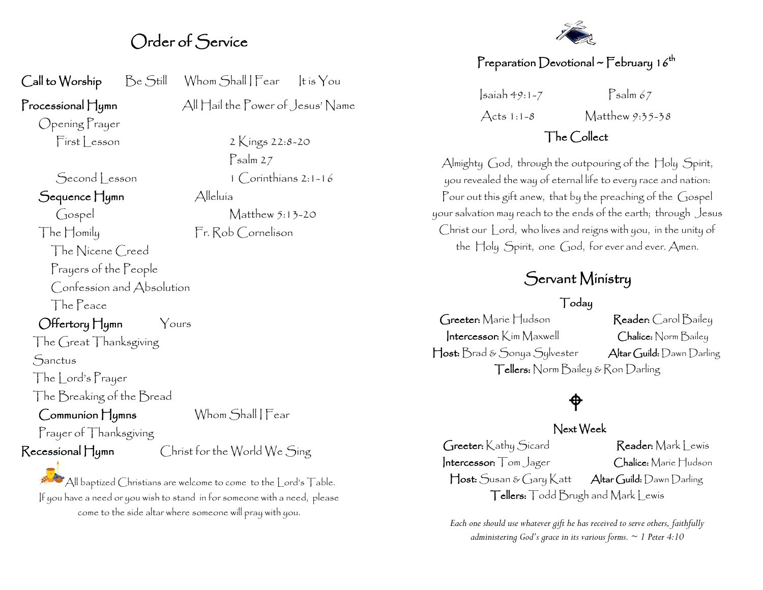# Order of Service

**Call to Worship** — Be Still — Whom Shall I Fear — It is You

**Processional Hymn** — All Hail the Power of Jesus' Name

Opening Prayer

First Lesson — 2 Kings 22:8-20

Psalm 27

Second Lesson — 1 Corinthians 2:1-16

**Sequence Hymn** — Alleluia

Gospel — Matthew 5:13-20

The Homily — Fr. Rob Cornelison

The Nicene Creed

Prayers of the People

Confession and Absolution

The Peace

**Offertory Hymn** — Yours

The Great Thanksgiving

Sanctus

The Lord's Prayer

The Breaking of the Bread

**Communion Hymns** — Whom Shall I Fear

Prayer of Thanksgiving

**Recessional Hymn** — Christ for the World We Sing

All baptized Christians are welcome to come to the Lord's Table. If you have a need or you wish to stand in for someone with a need, please come to the side altar where someone will pray with you.

## Preparation Devotional ~ February 16th

Isaiah 49:1-7 — Psalm 67

Acts 1:1-8 — Matthew 9:35-38

## The Collect

Almighty God, through the outpouring of the Holy Spirit, you revealed the way of eternal life to every race and nation: Pour out this gift anew, that by the preaching of the Gospel your salvation may reach to the ends of the earth; through Jesus Christ our Lord, who lives and reigns with you, in the unity of the Holy Spirit, one God, for ever and ever. Amen.

## Servant Ministry

### Today

**Greeter:** Marie Hudson — **Reader:** Carol Bailey

**Intercessor:** Kim Maxwell — **Chalice:** Norm Bailey

**Host:** Brad & Sonya Sylvester — **Altar Guild:** Dawn Darling

**Tellers:** Norm Bailey & Ron Darling

### Next Week

**Greeter:** Kathy Sicard — **Reader:** Mark Lewis

**Intercessor:** Tom Jager — **Chalice:** Marie Hudson

**Host:** Susan & Gary Katt — **Altar Guild:** Dawn Darling

**Tellers:** Todd Brugh and Mark Lewis

*Each one should use whatever gift he has received to serve others, faithfully administering God's grace in its various forms. ~ 1 Peter 4:10*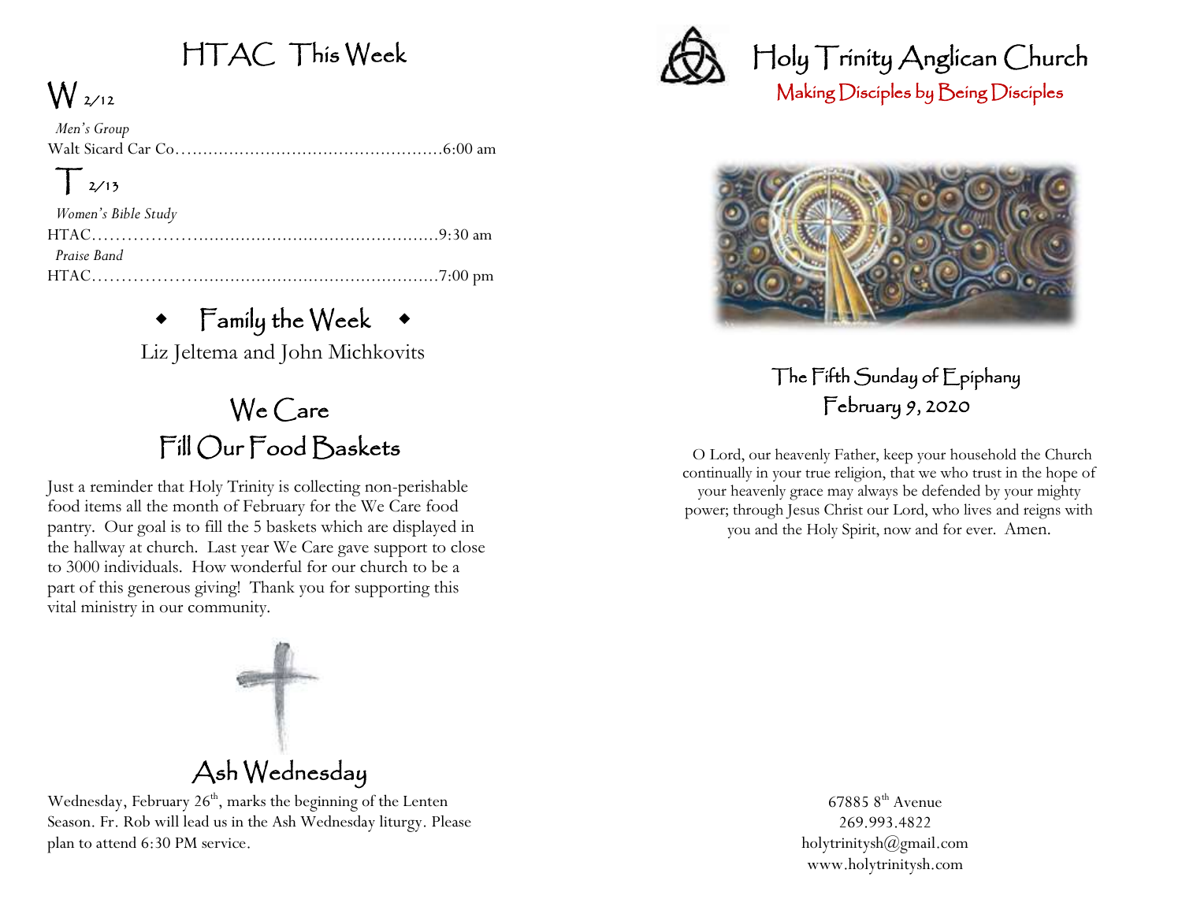# HTAC This Week

## W 2/12

*Men's Group*

Walt Sicard Car Co……………………………………………6:00 am

## T 2/13

*Women's Bible Study*

HTAC……………………………………………………9:30 am

*Praise Band*

HTAC……………………………………………………7:00 pm

## ◆ Family the Week ◆

Liz Jeltema and John Michkovits

## We Care
## Fill Our Food Baskets

Just a reminder that Holy Trinity is collecting non-perishable food items all the month of February for the We Care food pantry. Our goal is to fill the 5 baskets which are displayed in the hallway at church. Last year We Care gave support to close to 3000 individuals. How wonderful for our church to be a part of this generous giving! Thank you for supporting this vital ministry in our community.

## Ash Wednesday

Wednesday, February 26th, marks the beginning of the Lenten Season. Fr. Rob will lead us in the Ash Wednesday liturgy. Please plan to attend 6:30 PM service.

# Holy Trinity Anglican Church

Making Disciples by Being Disciples

### The Fifth Sunday of Epiphany
### February 9, 2020

O Lord, our heavenly Father, keep your household the Church continually in your true religion, that we who trust in the hope of your heavenly grace may always be defended by your mighty power; through Jesus Christ our Lord, who lives and reigns with you and the Holy Spirit, now and for ever. Amen.

67885 8th Avenue
269.993.4822
holytrinitysh@gmail.com
www.holytrinitysh.com